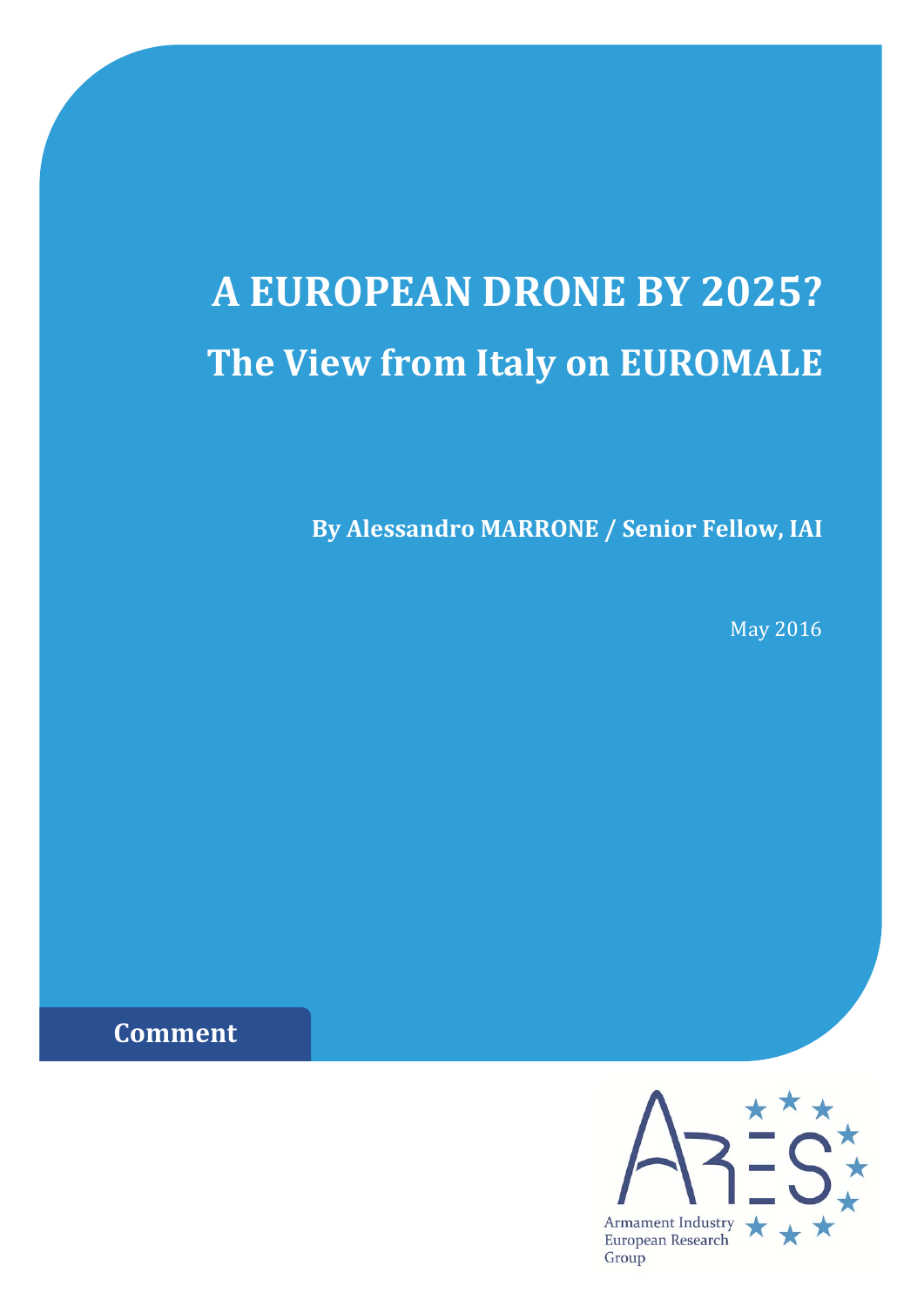# A EUROPEAN DRONE BY 2025?

## The View from Italy on EUROMALE

**By Alessandro MARRONE / Senior Fellow, IAI**

May 2016

**Comment**

Armament Industry European Research Group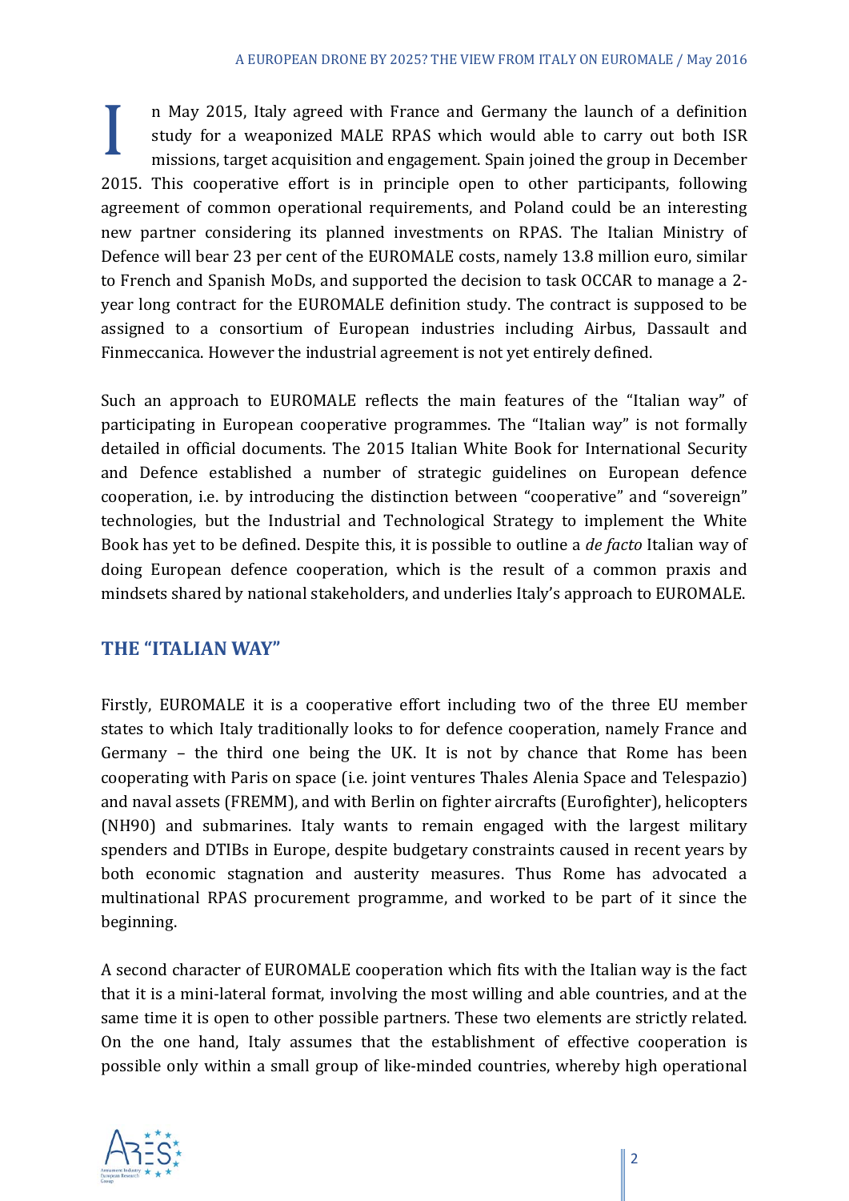In May 2015, Italy agreed with France and Germany the launch of a definition study for a weaponized MALE RPAS which would able to carry out both ISR missions, target acquisition and engagement. Spain joined the group in December 2015. This cooperative effort is in principle open to other participants, following agreement of common operational requirements, and Poland could be an interesting new partner considering its planned investments on RPAS. The Italian Ministry of Defence will bear 23 per cent of the EUROMALE costs, namely 13.8 million euro, similar to French and Spanish MoDs, and supported the decision to task OCCAR to manage a 2-year long contract for the EUROMALE definition study. The contract is supposed to be assigned to a consortium of European industries including Airbus, Dassault and Finmeccanica. However the industrial agreement is not yet entirely defined.

Such an approach to EUROMALE reflects the main features of the "Italian way" of participating in European cooperative programmes. The "Italian way" is not formally detailed in official documents. The 2015 Italian White Book for International Security and Defence established a number of strategic guidelines on European defence cooperation, i.e. by introducing the distinction between "cooperative" and "sovereign" technologies, but the Industrial and Technological Strategy to implement the White Book has yet to be defined. Despite this, it is possible to outline a *de facto* Italian way of doing European defence cooperation, which is the result of a common praxis and mindsets shared by national stakeholders, and underlies Italy's approach to EUROMALE.

## THE "ITALIAN WAY"

Firstly, EUROMALE it is a cooperative effort including two of the three EU member states to which Italy traditionally looks to for defence cooperation, namely France and Germany – the third one being the UK. It is not by chance that Rome has been cooperating with Paris on space (i.e. joint ventures Thales Alenia Space and Telespazio) and naval assets (FREMM), and with Berlin on fighter aircrafts (Eurofighter), helicopters (NH90) and submarines. Italy wants to remain engaged with the largest military spenders and DTIBs in Europe, despite budgetary constraints caused in recent years by both economic stagnation and austerity measures. Thus Rome has advocated a multinational RPAS procurement programme, and worked to be part of it since the beginning.

A second character of EUROMALE cooperation which fits with the Italian way is the fact that it is a mini-lateral format, involving the most willing and able countries, and at the same time it is open to other possible partners. These two elements are strictly related. On the one hand, Italy assumes that the establishment of effective cooperation is possible only within a small group of like-minded countries, whereby high operational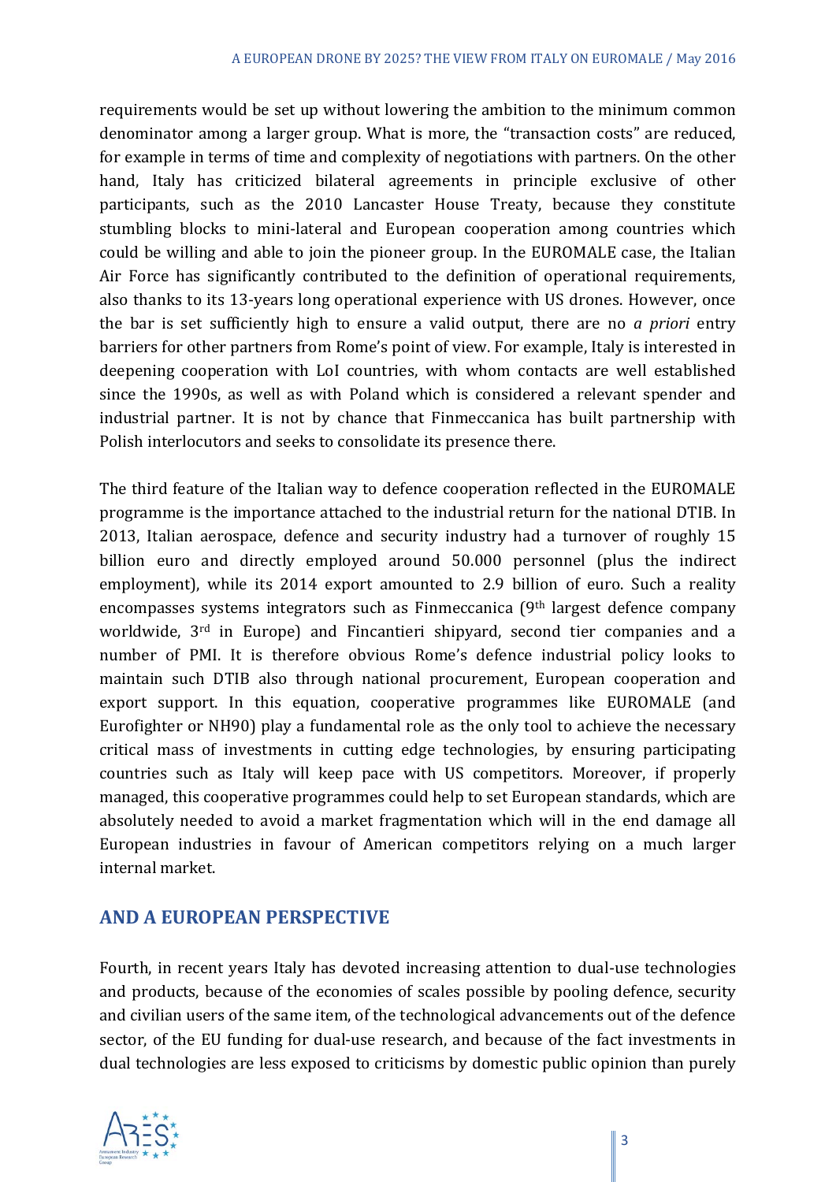requirements would be set up without lowering the ambition to the minimum common denominator among a larger group. What is more, the "transaction costs" are reduced, for example in terms of time and complexity of negotiations with partners. On the other hand, Italy has criticized bilateral agreements in principle exclusive of other participants, such as the 2010 Lancaster House Treaty, because they constitute stumbling blocks to mini-lateral and European cooperation among countries which could be willing and able to join the pioneer group. In the EUROMALE case, the Italian Air Force has significantly contributed to the definition of operational requirements, also thanks to its 13-years long operational experience with US drones. However, once the bar is set sufficiently high to ensure a valid output, there are no *a priori* entry barriers for other partners from Rome's point of view. For example, Italy is interested in deepening cooperation with LoI countries, with whom contacts are well established since the 1990s, as well as with Poland which is considered a relevant spender and industrial partner. It is not by chance that Finmeccanica has built partnership with Polish interlocutors and seeks to consolidate its presence there.

The third feature of the Italian way to defence cooperation reflected in the EUROMALE programme is the importance attached to the industrial return for the national DTIB. In 2013, Italian aerospace, defence and security industry had a turnover of roughly 15 billion euro and directly employed around 50.000 personnel (plus the indirect employment), while its 2014 export amounted to 2.9 billion of euro. Such a reality encompasses systems integrators such as Finmeccanica (9th largest defence company worldwide, 3rd in Europe) and Fincantieri shipyard, second tier companies and a number of PMI. It is therefore obvious Rome's defence industrial policy looks to maintain such DTIB also through national procurement, European cooperation and export support. In this equation, cooperative programmes like EUROMALE (and Eurofighter or NH90) play a fundamental role as the only tool to achieve the necessary critical mass of investments in cutting edge technologies, by ensuring participating countries such as Italy will keep pace with US competitors. Moreover, if properly managed, this cooperative programmes could help to set European standards, which are absolutely needed to avoid a market fragmentation which will in the end damage all European industries in favour of American competitors relying on a much larger internal market.

## AND A EUROPEAN PERSPECTIVE

Fourth, in recent years Italy has devoted increasing attention to dual-use technologies and products, because of the economies of scales possible by pooling defence, security and civilian users of the same item, of the technological advancements out of the defence sector, of the EU funding for dual-use research, and because of the fact investments in dual technologies are less exposed to criticisms by domestic public opinion than purely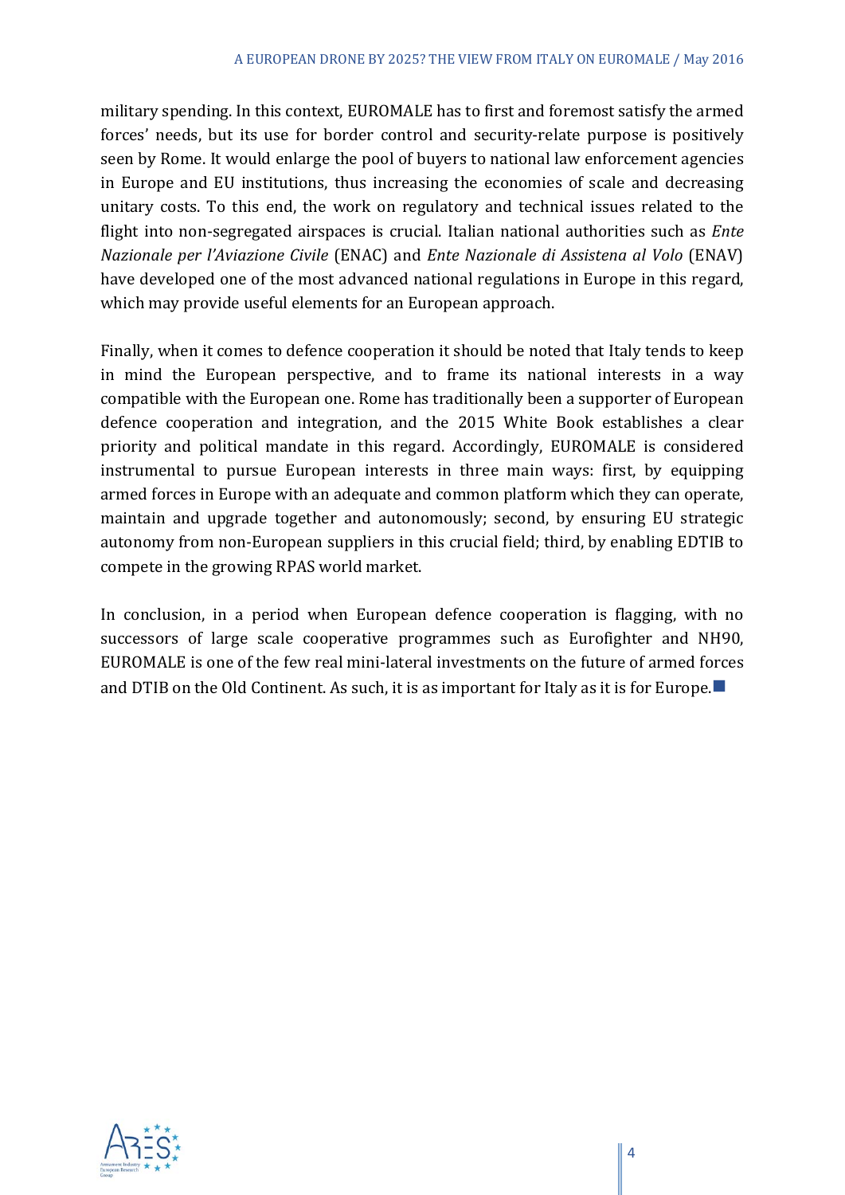military spending. In this context, EUROMALE has to first and foremost satisfy the armed forces' needs, but its use for border control and security-relate purpose is positively seen by Rome. It would enlarge the pool of buyers to national law enforcement agencies in Europe and EU institutions, thus increasing the economies of scale and decreasing unitary costs. To this end, the work on regulatory and technical issues related to the flight into non-segregated airspaces is crucial. Italian national authorities such as *Ente Nazionale per l'Aviazione Civile* (ENAC) and *Ente Nazionale di Assistena al Volo* (ENAV) have developed one of the most advanced national regulations in Europe in this regard, which may provide useful elements for an European approach.

Finally, when it comes to defence cooperation it should be noted that Italy tends to keep in mind the European perspective, and to frame its national interests in a way compatible with the European one. Rome has traditionally been a supporter of European defence cooperation and integration, and the 2015 White Book establishes a clear priority and political mandate in this regard. Accordingly, EUROMALE is considered instrumental to pursue European interests in three main ways: first, by equipping armed forces in Europe with an adequate and common platform which they can operate, maintain and upgrade together and autonomously; second, by ensuring EU strategic autonomy from non-European suppliers in this crucial field; third, by enabling EDTIB to compete in the growing RPAS world market.

In conclusion, in a period when European defence cooperation is flagging, with no successors of large scale cooperative programmes such as Eurofighter and NH90, EUROMALE is one of the few real mini-lateral investments on the future of armed forces and DTIB on the Old Continent. As such, it is as important for Italy as it is for Europe.■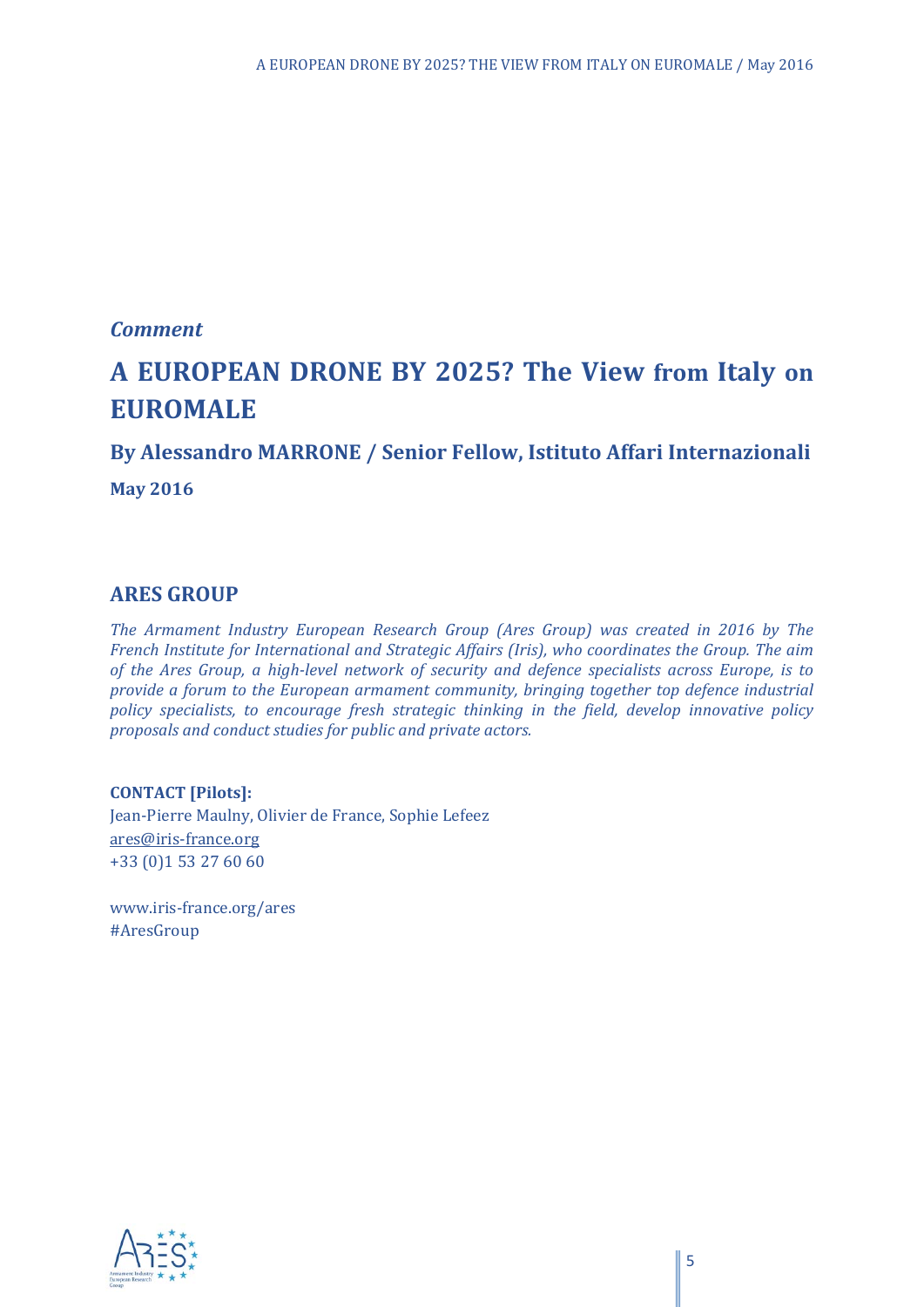*Comment*

# A EUROPEAN DRONE BY 2025? The View from Italy on EUROMALE

**By Alessandro MARRONE / Senior Fellow, Istituto Affari Internazionali**

**May 2016**

## ARES GROUP

*The Armament Industry European Research Group (Ares Group) was created in 2016 by The French Institute for International and Strategic Affairs (Iris), who coordinates the Group. The aim of the Ares Group, a high-level network of security and defence specialists across Europe, is to provide a forum to the European armament community, bringing together top defence industrial policy specialists, to encourage fresh strategic thinking in the field, develop innovative policy proposals and conduct studies for public and private actors.*

**CONTACT [Pilots]:**
Jean-Pierre Maulny, Olivier de France, Sophie Lefeez
ares@iris-france.org
+33 (0)1 53 27 60 60

www.iris-france.org/ares
#AresGroup